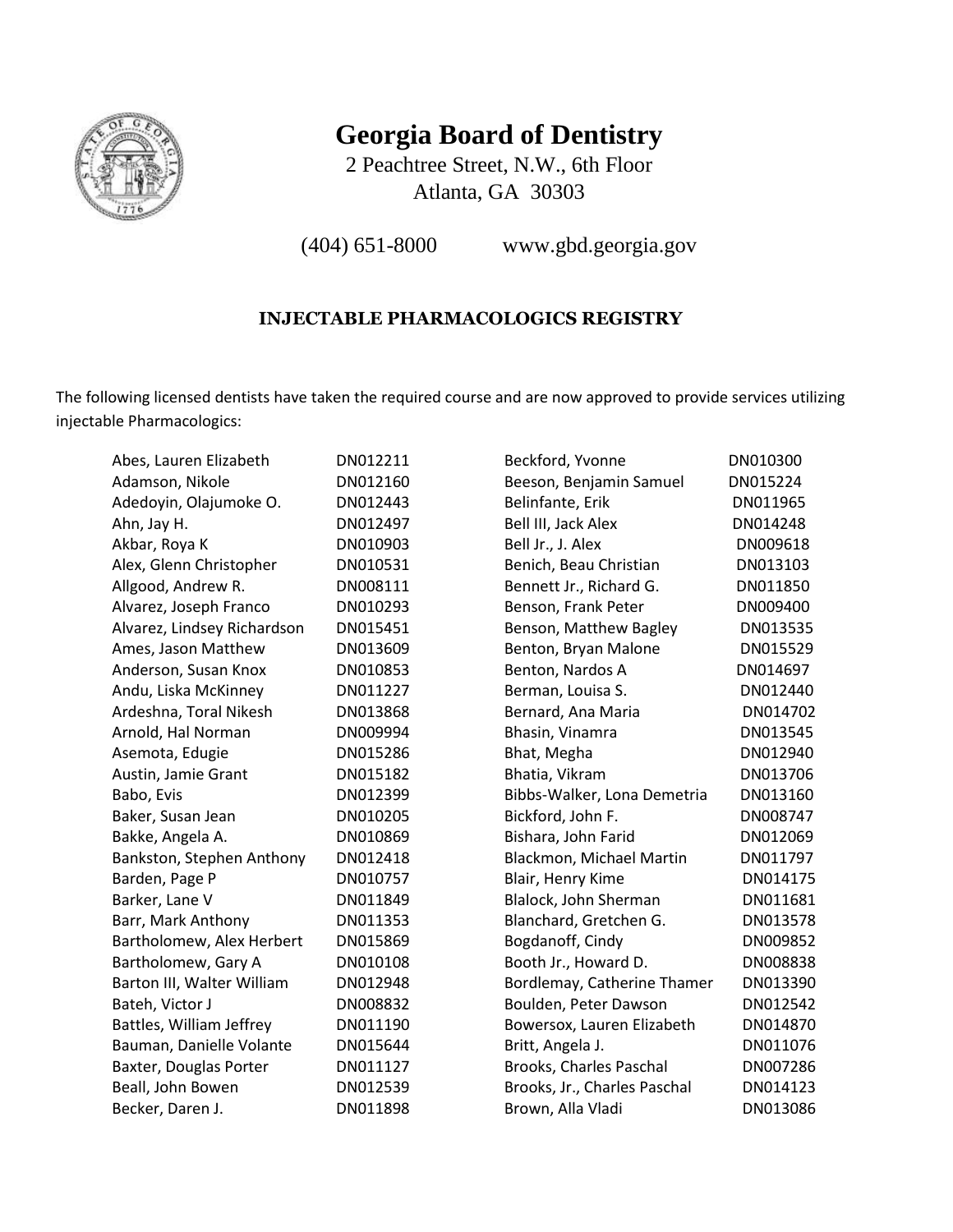# Georgia Board of Dentistry

2 Peachtree Street, N.W., 6th Floor
Atlanta, GA 30303

(404) 651-8000 www.gbd.georgia.gov

## INJECTABLE PHARMACOLOGICS REGISTRY

The following licensed dentists have taken the required course and are now approved to provide services utilizing injectable Pharmacologics:

| Name | License |
|---|---|
| Abes, Lauren Elizabeth | DN012211 |
| Adamson, Nikole | DN012160 |
| Adedoyin, Olajumoke O. | DN012443 |
| Ahn, Jay H. | DN012497 |
| Akbar, Roya K | DN010903 |
| Alex, Glenn Christopher | DN010531 |
| Allgood, Andrew R. | DN008111 |
| Alvarez, Joseph Franco | DN010293 |
| Alvarez, Lindsey Richardson | DN015451 |
| Ames, Jason Matthew | DN013609 |
| Anderson, Susan Knox | DN010853 |
| Andu, Liska McKinney | DN011227 |
| Ardeshna, Toral Nikesh | DN013868 |
| Arnold, Hal Norman | DN009994 |
| Asemota, Edugie | DN015286 |
| Austin, Jamie Grant | DN015182 |
| Babo, Evis | DN012399 |
| Baker, Susan Jean | DN010205 |
| Bakke, Angela A. | DN010869 |
| Bankston, Stephen Anthony | DN012418 |
| Barden, Page P | DN010757 |
| Barker, Lane V | DN011849 |
| Barr, Mark Anthony | DN011353 |
| Bartholomew, Alex Herbert | DN015869 |
| Bartholomew, Gary A | DN010108 |
| Barton III, Walter William | DN012948 |
| Bateh, Victor J | DN008832 |
| Battles, William Jeffrey | DN011190 |
| Bauman, Danielle Volante | DN015644 |
| Baxter, Douglas Porter | DN011127 |
| Beall, John Bowen | DN012539 |
| Becker, Daren J. | DN011898 |
| Beckford, Yvonne | DN010300 |
| Beeson, Benjamin Samuel | DN015224 |
| Belinfante, Erik | DN011965 |
| Bell III, Jack Alex | DN014248 |
| Bell Jr., J. Alex | DN009618 |
| Benich, Beau Christian | DN013103 |
| Bennett Jr., Richard G. | DN011850 |
| Benson, Frank Peter | DN009400 |
| Benson, Matthew Bagley | DN013535 |
| Benton, Bryan Malone | DN015529 |
| Benton, Nardos A | DN014697 |
| Berman, Louisa S. | DN012440 |
| Bernard, Ana Maria | DN014702 |
| Bhasin, Vinamra | DN013545 |
| Bhat, Megha | DN012940 |
| Bhatia, Vikram | DN013706 |
| Bibbs-Walker, Lona Demetria | DN013160 |
| Bickford, John F. | DN008747 |
| Bishara, John Farid | DN012069 |
| Blackmon, Michael Martin | DN011797 |
| Blair, Henry Kime | DN014175 |
| Blalock, John Sherman | DN011681 |
| Blanchard, Gretchen G. | DN013578 |
| Bogdanoff, Cindy | DN009852 |
| Booth Jr., Howard D. | DN008838 |
| Bordlemay, Catherine Thamer | DN013390 |
| Boulden, Peter Dawson | DN012542 |
| Bowersox, Lauren Elizabeth | DN014870 |
| Britt, Angela J. | DN011076 |
| Brooks, Charles Paschal | DN007286 |
| Brooks, Jr., Charles Paschal | DN014123 |
| Brown, Alla Vladi | DN013086 |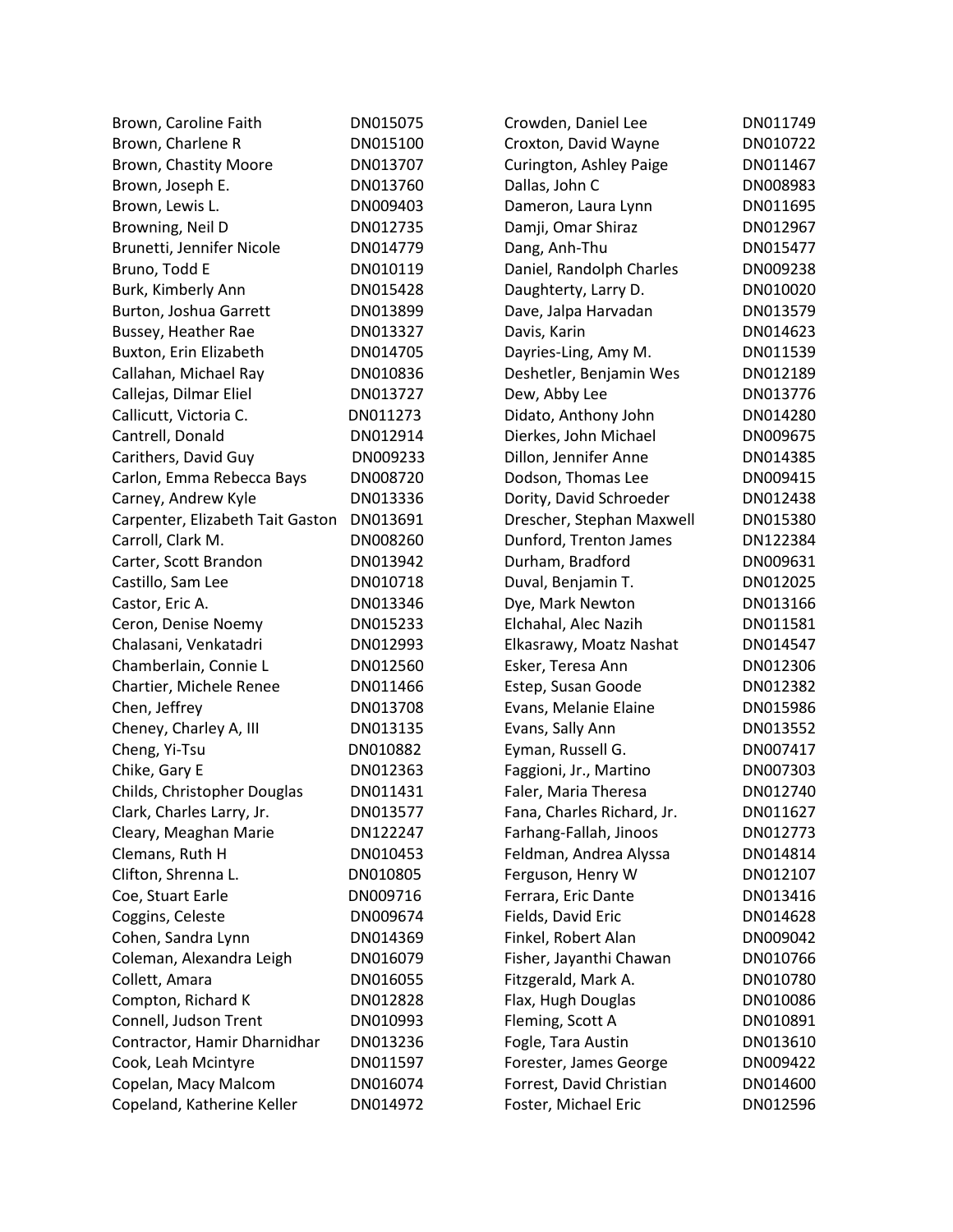| | |
|---|---|
| Brown, Caroline Faith | DN015075 |
| Brown, Charlene R | DN015100 |
| Brown, Chastity Moore | DN013707 |
| Brown, Joseph E. | DN013760 |
| Brown, Lewis L. | DN009403 |
| Browning, Neil D | DN012735 |
| Brunetti, Jennifer Nicole | DN014779 |
| Bruno, Todd E | DN010119 |
| Burk, Kimberly Ann | DN015428 |
| Burton, Joshua Garrett | DN013899 |
| Bussey, Heather Rae | DN013327 |
| Buxton, Erin Elizabeth | DN014705 |
| Callahan, Michael Ray | DN010836 |
| Callejas, Dilmar Eliel | DN013727 |
| Callicutt, Victoria C. | DN011273 |
| Cantrell, Donald | DN012914 |
| Carithers, David Guy | DN009233 |
| Carlon, Emma Rebecca Bays | DN008720 |
| Carney, Andrew Kyle | DN013336 |
| Carpenter, Elizabeth Tait Gaston | DN013691 |
| Carroll, Clark M. | DN008260 |
| Carter, Scott Brandon | DN013942 |
| Castillo, Sam Lee | DN010718 |
| Castor, Eric A. | DN013346 |
| Ceron, Denise Noemy | DN015233 |
| Chalasani, Venkatadri | DN012993 |
| Chamberlain, Connie L | DN012560 |
| Chartier, Michele Renee | DN011466 |
| Chen, Jeffrey | DN013708 |
| Cheney, Charley A, III | DN013135 |
| Cheng, Yi-Tsu | DN010882 |
| Chike, Gary E | DN012363 |
| Childs, Christopher Douglas | DN011431 |
| Clark, Charles Larry, Jr. | DN013577 |
| Cleary, Meaghan Marie | DN122247 |
| Clemans, Ruth H | DN010453 |
| Clifton, Shrenna L. | DN010805 |
| Coe, Stuart Earle | DN009716 |
| Coggins, Celeste | DN009674 |
| Cohen, Sandra Lynn | DN014369 |
| Coleman, Alexandra Leigh | DN016079 |
| Collett, Amara | DN016055 |
| Compton, Richard K | DN012828 |
| Connell, Judson Trent | DN010993 |
| Contractor, Hamir Dharnidhar | DN013236 |
| Cook, Leah Mcintyre | DN011597 |
| Copelan, Macy Malcom | DN016074 |
| Copeland, Katherine Keller | DN014972 |
| Crowden, Daniel Lee | DN011749 |
| Croxton, David Wayne | DN010722 |
| Curington, Ashley Paige | DN011467 |
| Dallas, John C | DN008983 |
| Dameron, Laura Lynn | DN011695 |
| Damji, Omar Shiraz | DN012967 |
| Dang, Anh-Thu | DN015477 |
| Daniel, Randolph Charles | DN009238 |
| Daughterty, Larry D. | DN010020 |
| Dave, Jalpa Harvadan | DN013579 |
| Davis, Karin | DN014623 |
| Dayries-Ling, Amy M. | DN011539 |
| Deshetler, Benjamin Wes | DN012189 |
| Dew, Abby Lee | DN013776 |
| Didato, Anthony John | DN014280 |
| Dierkes, John Michael | DN009675 |
| Dillon, Jennifer Anne | DN014385 |
| Dodson, Thomas Lee | DN009415 |
| Dority, David Schroeder | DN012438 |
| Drescher, Stephan Maxwell | DN015380 |
| Dunford, Trenton James | DN122384 |
| Durham, Bradford | DN009631 |
| Duval, Benjamin T. | DN012025 |
| Dye, Mark Newton | DN013166 |
| Elchahal, Alec Nazih | DN011581 |
| Elkasrawy, Moatz Nashat | DN014547 |
| Esker, Teresa Ann | DN012306 |
| Estep, Susan Goode | DN012382 |
| Evans, Melanie Elaine | DN015986 |
| Evans, Sally Ann | DN013552 |
| Eyman, Russell G. | DN007417 |
| Faggioni, Jr., Martino | DN007303 |
| Faler, Maria Theresa | DN012740 |
| Fana, Charles Richard, Jr. | DN011627 |
| Farhang-Fallah, Jinoos | DN012773 |
| Feldman, Andrea Alyssa | DN014814 |
| Ferguson, Henry W | DN012107 |
| Ferrara, Eric Dante | DN013416 |
| Fields, David Eric | DN014628 |
| Finkel, Robert Alan | DN009042 |
| Fisher, Jayanthi Chawan | DN010766 |
| Fitzgerald, Mark A. | DN010780 |
| Flax, Hugh Douglas | DN010086 |
| Fleming, Scott A | DN010891 |
| Fogle, Tara Austin | DN013610 |
| Forester, James George | DN009422 |
| Forrest, David Christian | DN014600 |
| Foster, Michael Eric | DN012596 |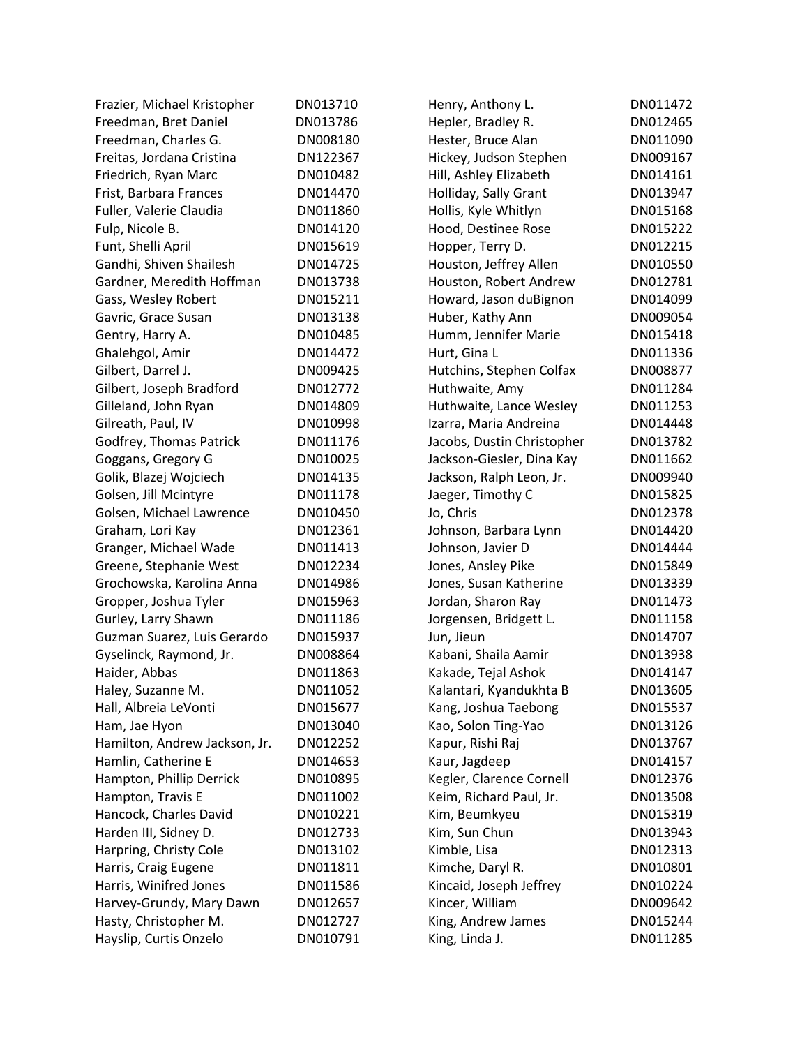| Name | ID |
|---|---|
| Frazier, Michael Kristopher | DN013710 |
| Freedman, Bret Daniel | DN013786 |
| Freedman, Charles G. | DN008180 |
| Freitas, Jordana Cristina | DN122367 |
| Friedrich, Ryan Marc | DN010482 |
| Frist, Barbara Frances | DN014470 |
| Fuller, Valerie Claudia | DN011860 |
| Fulp, Nicole B. | DN014120 |
| Funt, Shelli April | DN015619 |
| Gandhi, Shiven Shailesh | DN014725 |
| Gardner, Meredith Hoffman | DN013738 |
| Gass, Wesley Robert | DN015211 |
| Gavric, Grace Susan | DN013138 |
| Gentry, Harry A. | DN010485 |
| Ghalehgol, Amir | DN014472 |
| Gilbert, Darrel J. | DN009425 |
| Gilbert, Joseph Bradford | DN012772 |
| Gilleland, John Ryan | DN014809 |
| Gilreath, Paul, IV | DN010998 |
| Godfrey, Thomas Patrick | DN011176 |
| Goggans, Gregory G | DN010025 |
| Golik, Blazej Wojciech | DN014135 |
| Golsen, Jill Mcintyre | DN011178 |
| Golsen, Michael Lawrence | DN010450 |
| Graham, Lori Kay | DN012361 |
| Granger, Michael Wade | DN011413 |
| Greene, Stephanie West | DN012234 |
| Grochowska, Karolina Anna | DN014986 |
| Gropper, Joshua Tyler | DN015963 |
| Gurley, Larry Shawn | DN011186 |
| Guzman Suarez, Luis Gerardo | DN015937 |
| Gyselinck, Raymond, Jr. | DN008864 |
| Haider, Abbas | DN011863 |
| Haley, Suzanne M. | DN011052 |
| Hall, Albreia LeVonti | DN015677 |
| Ham, Jae Hyon | DN013040 |
| Hamilton, Andrew Jackson, Jr. | DN012252 |
| Hamlin, Catherine E | DN014653 |
| Hampton, Phillip Derrick | DN010895 |
| Hampton, Travis E | DN011002 |
| Hancock, Charles David | DN010221 |
| Harden III, Sidney D. | DN012733 |
| Harpring, Christy Cole | DN013102 |
| Harris, Craig Eugene | DN011811 |
| Harris, Winifred Jones | DN011586 |
| Harvey-Grundy, Mary Dawn | DN012657 |
| Hasty, Christopher M. | DN012727 |
| Hayslip, Curtis Onzelo | DN010791 |
| Henry, Anthony L. | DN011472 |
| Hepler, Bradley R. | DN012465 |
| Hester, Bruce Alan | DN011090 |
| Hickey, Judson Stephen | DN009167 |
| Hill, Ashley Elizabeth | DN014161 |
| Holliday, Sally Grant | DN013947 |
| Hollis, Kyle Whitlyn | DN015168 |
| Hood, Destinee Rose | DN015222 |
| Hopper, Terry D. | DN012215 |
| Houston, Jeffrey Allen | DN010550 |
| Houston, Robert Andrew | DN012781 |
| Howard, Jason duBignon | DN014099 |
| Huber, Kathy Ann | DN009054 |
| Humm, Jennifer Marie | DN015418 |
| Hurt, Gina L | DN011336 |
| Hutchins, Stephen Colfax | DN008877 |
| Huthwaite, Amy | DN011284 |
| Huthwaite, Lance Wesley | DN011253 |
| Izarra, Maria Andreina | DN014448 |
| Jacobs, Dustin Christopher | DN013782 |
| Jackson-Giesler, Dina Kay | DN011662 |
| Jackson, Ralph Leon, Jr. | DN009940 |
| Jaeger, Timothy C | DN015825 |
| Jo, Chris | DN012378 |
| Johnson, Barbara Lynn | DN014420 |
| Johnson, Javier D | DN014444 |
| Jones, Ansley Pike | DN015849 |
| Jones, Susan Katherine | DN013339 |
| Jordan, Sharon Ray | DN011473 |
| Jorgensen, Bridgett L. | DN011158 |
| Jun, Jieun | DN014707 |
| Kabani, Shaila Aamir | DN013938 |
| Kakade, Tejal Ashok | DN014147 |
| Kalantari, Kyandukhta B | DN013605 |
| Kang, Joshua Taebong | DN015537 |
| Kao, Solon Ting-Yao | DN013126 |
| Kapur, Rishi Raj | DN013767 |
| Kaur, Jagdeep | DN014157 |
| Kegler, Clarence Cornell | DN012376 |
| Keim, Richard Paul, Jr. | DN013508 |
| Kim, Beumkyeu | DN015319 |
| Kim, Sun Chun | DN013943 |
| Kimble, Lisa | DN012313 |
| Kimche, Daryl R. | DN010801 |
| Kincaid, Joseph Jeffrey | DN010224 |
| Kincer, William | DN009642 |
| King, Andrew James | DN015244 |
| King, Linda J. | DN011285 |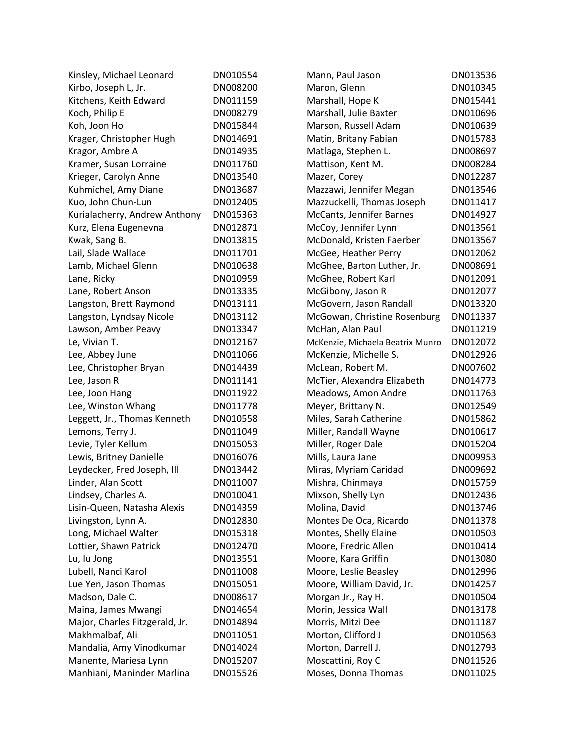| | |
|---|---|
| Kinsley, Michael Leonard | DN010554 |
| Kirbo, Joseph L, Jr. | DN008200 |
| Kitchens, Keith Edward | DN011159 |
| Koch, Philip E | DN008279 |
| Koh, Joon Ho | DN015844 |
| Krager, Christopher Hugh | DN014691 |
| Kragor, Ambre A | DN014935 |
| Kramer, Susan Lorraine | DN011760 |
| Krieger, Carolyn Anne | DN013540 |
| Kuhmichel, Amy Diane | DN013687 |
| Kuo, John Chun-Lun | DN012405 |
| Kurialacherry, Andrew Anthony | DN015363 |
| Kurz, Elena Eugenevna | DN012871 |
| Kwak, Sang B. | DN013815 |
| Lail, Slade Wallace | DN011701 |
| Lamb, Michael Glenn | DN010638 |
| Lane, Ricky | DN010959 |
| Lane, Robert Anson | DN013335 |
| Langston, Brett Raymond | DN013111 |
| Langston, Lyndsay Nicole | DN013112 |
| Lawson, Amber Peavy | DN013347 |
| Le, Vivian T. | DN012167 |
| Lee, Abbey June | DN011066 |
| Lee, Christopher Bryan | DN014439 |
| Lee, Jason R | DN011141 |
| Lee, Joon Hang | DN011922 |
| Lee, Winston Whang | DN011778 |
| Leggett, Jr., Thomas Kenneth | DN010558 |
| Lemons, Terry J. | DN011049 |
| Levie, Tyler Kellum | DN015053 |
| Lewis, Britney Danielle | DN016076 |
| Leydecker, Fred Joseph, III | DN013442 |
| Linder, Alan Scott | DN011007 |
| Lindsey, Charles A. | DN010041 |
| Lisin-Queen, Natasha Alexis | DN014359 |
| Livingston, Lynn A. | DN012830 |
| Long, Michael Walter | DN015318 |
| Lottier, Shawn Patrick | DN012470 |
| Lu, Iu Jong | DN013551 |
| Lubell, Nanci Karol | DN011008 |
| Lue Yen, Jason Thomas | DN015051 |
| Madson, Dale C. | DN008617 |
| Maina, James Mwangi | DN014654 |
| Major, Charles Fitzgerald, Jr. | DN014894 |
| Makhmalbaf, Ali | DN011051 |
| Mandalia, Amy Vinodkumar | DN014024 |
| Manente, Mariesa Lynn | DN015207 |
| Manhiani, Maninder Marlina | DN015526 |
| Mann, Paul Jason | DN013536 |
| Maron, Glenn | DN010345 |
| Marshall, Hope K | DN015441 |
| Marshall, Julie Baxter | DN010696 |
| Marson, Russell Adam | DN010639 |
| Matin, Britany Fabian | DN015783 |
| Matlaga, Stephen L. | DN008697 |
| Mattison, Kent M. | DN008284 |
| Mazer, Corey | DN012287 |
| Mazzawi, Jennifer Megan | DN013546 |
| Mazzuckelli, Thomas Joseph | DN011417 |
| McCants, Jennifer Barnes | DN014927 |
| McCoy, Jennifer Lynn | DN013561 |
| McDonald, Kristen Faerber | DN013567 |
| McGee, Heather Perry | DN012062 |
| McGhee, Barton Luther, Jr. | DN008691 |
| McGhee, Robert Karl | DN012091 |
| McGibony, Jason R | DN012077 |
| McGovern, Jason Randall | DN013320 |
| McGowan, Christine Rosenburg | DN011337 |
| McHan, Alan Paul | DN011219 |
| McKenzie, Michaela Beatrix Munro | DN012072 |
| McKenzie, Michelle S. | DN012926 |
| McLean, Robert M. | DN007602 |
| McTier, Alexandra Elizabeth | DN014773 |
| Meadows, Amon Andre | DN011763 |
| Meyer, Brittany N. | DN012549 |
| Miles, Sarah Catherine | DN015862 |
| Miller, Randall Wayne | DN010617 |
| Miller, Roger Dale | DN015204 |
| Mills, Laura Jane | DN009953 |
| Miras, Myriam Caridad | DN009692 |
| Mishra, Chinmaya | DN015759 |
| Mixson, Shelly Lyn | DN012436 |
| Molina, David | DN013746 |
| Montes De Oca, Ricardo | DN011378 |
| Montes, Shelly Elaine | DN010503 |
| Moore, Fredric Allen | DN010414 |
| Moore, Kara Griffin | DN013080 |
| Moore, Leslie Beasley | DN012996 |
| Moore, William David, Jr. | DN014257 |
| Morgan Jr., Ray H. | DN010504 |
| Morin, Jessica Wall | DN013178 |
| Morris, Mitzi Dee | DN011187 |
| Morton, Clifford J | DN010563 |
| Morton, Darrell J. | DN012793 |
| Moscattini, Roy C | DN011526 |
| Moses, Donna Thomas | DN011025 |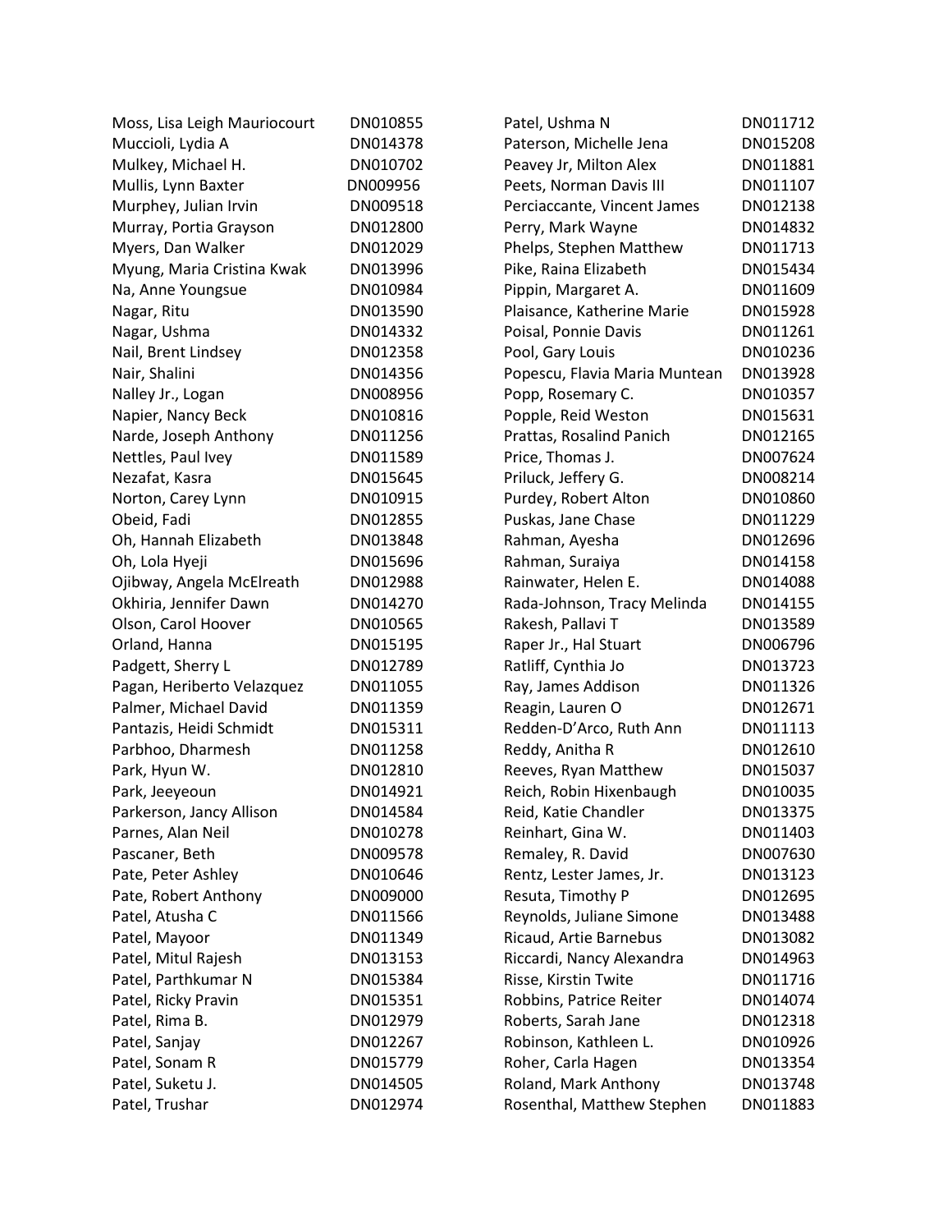| | |
|---|---|
| Moss, Lisa Leigh Mauriocourt | DN010855 |
| Muccioli, Lydia A | DN014378 |
| Mulkey, Michael H. | DN010702 |
| Mullis, Lynn Baxter | DN009956 |
| Murphey, Julian Irvin | DN009518 |
| Murray, Portia Grayson | DN012800 |
| Myers, Dan Walker | DN012029 |
| Myung, Maria Cristina Kwak | DN013996 |
| Na, Anne Youngsue | DN010984 |
| Nagar, Ritu | DN013590 |
| Nagar, Ushma | DN014332 |
| Nail, Brent Lindsey | DN012358 |
| Nair, Shalini | DN014356 |
| Nalley Jr., Logan | DN008956 |
| Napier, Nancy Beck | DN010816 |
| Narde, Joseph Anthony | DN011256 |
| Nettles, Paul Ivey | DN011589 |
| Nezafat, Kasra | DN015645 |
| Norton, Carey Lynn | DN010915 |
| Obeid, Fadi | DN012855 |
| Oh, Hannah Elizabeth | DN013848 |
| Oh, Lola Hyeji | DN015696 |
| Ojibway, Angela McElreath | DN012988 |
| Okhiria, Jennifer Dawn | DN014270 |
| Olson, Carol Hoover | DN010565 |
| Orland, Hanna | DN015195 |
| Padgett, Sherry L | DN012789 |
| Pagan, Heriberto Velazquez | DN011055 |
| Palmer, Michael David | DN011359 |
| Pantazis, Heidi Schmidt | DN015311 |
| Parbhoo, Dharmesh | DN011258 |
| Park, Hyun W. | DN012810 |
| Park, Jeeyeoun | DN014921 |
| Parkerson, Jancy Allison | DN014584 |
| Parnes, Alan Neil | DN010278 |
| Pascaner, Beth | DN009578 |
| Pate, Peter Ashley | DN010646 |
| Pate, Robert Anthony | DN009000 |
| Patel, Atusha C | DN011566 |
| Patel, Mayoor | DN011349 |
| Patel, Mitul Rajesh | DN013153 |
| Patel, Parthkumar N | DN015384 |
| Patel, Ricky Pravin | DN015351 |
| Patel, Rima B. | DN012979 |
| Patel, Sanjay | DN012267 |
| Patel, Sonam R | DN015779 |
| Patel, Suketu J. | DN014505 |
| Patel, Trushar | DN012974 |
| Patel, Ushma N | DN011712 |
| Paterson, Michelle Jena | DN015208 |
| Peavey Jr, Milton Alex | DN011881 |
| Peets, Norman Davis III | DN011107 |
| Perciaccante, Vincent James | DN012138 |
| Perry, Mark Wayne | DN014832 |
| Phelps, Stephen Matthew | DN011713 |
| Pike, Raina Elizabeth | DN015434 |
| Pippin, Margaret A. | DN011609 |
| Plaisance, Katherine Marie | DN015928 |
| Poisal, Ponnie Davis | DN011261 |
| Pool, Gary Louis | DN010236 |
| Popescu, Flavia Maria Muntean | DN013928 |
| Popp, Rosemary C. | DN010357 |
| Popple, Reid Weston | DN015631 |
| Prattas, Rosalind Panich | DN012165 |
| Price, Thomas J. | DN007624 |
| Priluck, Jeffery G. | DN008214 |
| Purdey, Robert Alton | DN010860 |
| Puskas, Jane Chase | DN011229 |
| Rahman, Ayesha | DN012696 |
| Rahman, Suraiya | DN014158 |
| Rainwater, Helen E. | DN014088 |
| Rada-Johnson, Tracy Melinda | DN014155 |
| Rakesh, Pallavi T | DN013589 |
| Raper Jr., Hal Stuart | DN006796 |
| Ratliff, Cynthia Jo | DN013723 |
| Ray, James Addison | DN011326 |
| Reagin, Lauren O | DN012671 |
| Redden-D'Arco, Ruth Ann | DN011113 |
| Reddy, Anitha R | DN012610 |
| Reeves, Ryan Matthew | DN015037 |
| Reich, Robin Hixenbaugh | DN010035 |
| Reid, Katie Chandler | DN013375 |
| Reinhart, Gina W. | DN011403 |
| Remaley, R. David | DN007630 |
| Rentz, Lester James, Jr. | DN013123 |
| Resuta, Timothy P | DN012695 |
| Reynolds, Juliane Simone | DN013488 |
| Ricaud, Artie Barnebus | DN013082 |
| Riccardi, Nancy Alexandra | DN014963 |
| Risse, Kirstin Twite | DN011716 |
| Robbins, Patrice Reiter | DN014074 |
| Roberts, Sarah Jane | DN012318 |
| Robinson, Kathleen L. | DN010926 |
| Roher, Carla Hagen | DN013354 |
| Roland, Mark Anthony | DN013748 |
| Rosenthal, Matthew Stephen | DN011883 |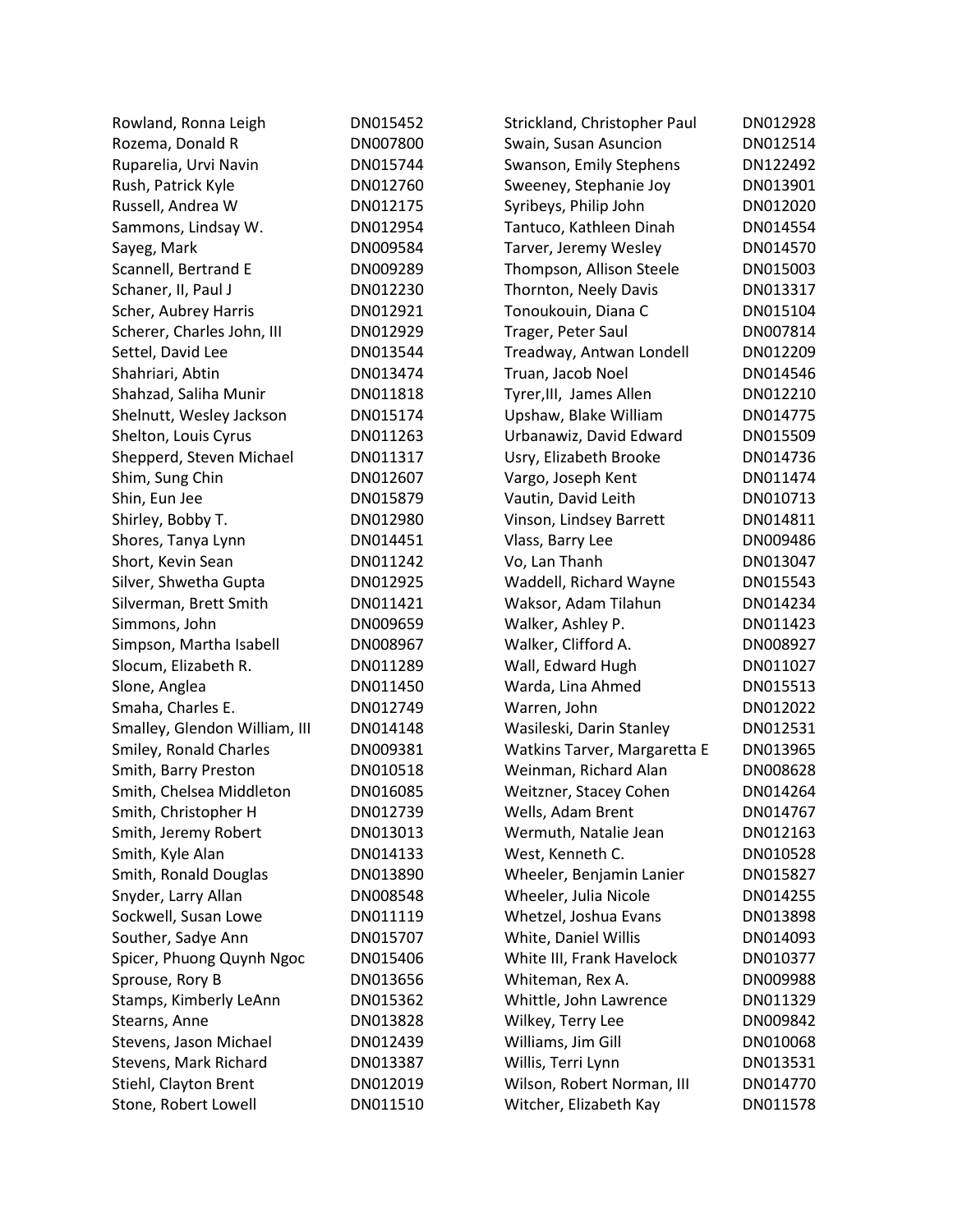| | |
|---|---|
| Rowland, Ronna Leigh | DN015452 |
| Rozema, Donald R | DN007800 |
| Ruparelia, Urvi Navin | DN015744 |
| Rush, Patrick Kyle | DN012760 |
| Russell, Andrea W | DN012175 |
| Sammons, Lindsay W. | DN012954 |
| Sayeg, Mark | DN009584 |
| Scannell, Bertrand E | DN009289 |
| Schaner, II, Paul J | DN012230 |
| Scher, Aubrey Harris | DN012921 |
| Scherer, Charles John, III | DN012929 |
| Settel, David Lee | DN013544 |
| Shahriari, Abtin | DN013474 |
| Shahzad, Saliha Munir | DN011818 |
| Shelnutt, Wesley Jackson | DN015174 |
| Shelton, Louis Cyrus | DN011263 |
| Shepperd, Steven Michael | DN011317 |
| Shim, Sung Chin | DN012607 |
| Shin, Eun Jee | DN015879 |
| Shirley, Bobby T. | DN012980 |
| Shores, Tanya Lynn | DN014451 |
| Short, Kevin Sean | DN011242 |
| Silver, Shwetha Gupta | DN012925 |
| Silverman, Brett Smith | DN011421 |
| Simmons, John | DN009659 |
| Simpson, Martha Isabell | DN008967 |
| Slocum, Elizabeth R. | DN011289 |
| Slone, Anglea | DN011450 |
| Smaha, Charles E. | DN012749 |
| Smalley, Glendon William, III | DN014148 |
| Smiley, Ronald Charles | DN009381 |
| Smith, Barry Preston | DN010518 |
| Smith, Chelsea Middleton | DN016085 |
| Smith, Christopher H | DN012739 |
| Smith, Jeremy Robert | DN013013 |
| Smith, Kyle Alan | DN014133 |
| Smith, Ronald Douglas | DN013890 |
| Snyder, Larry Allan | DN008548 |
| Sockwell, Susan Lowe | DN011119 |
| Souther, Sadye Ann | DN015707 |
| Spicer, Phuong Quynh Ngoc | DN015406 |
| Sprouse, Rory B | DN013656 |
| Stamps, Kimberly LeAnn | DN015362 |
| Stearns, Anne | DN013828 |
| Stevens, Jason Michael | DN012439 |
| Stevens, Mark Richard | DN013387 |
| Stiehl, Clayton Brent | DN012019 |
| Stone, Robert Lowell | DN011510 |
| Strickland, Christopher Paul | DN012928 |
| Swain, Susan Asuncion | DN012514 |
| Swanson, Emily Stephens | DN122492 |
| Sweeney, Stephanie Joy | DN013901 |
| Syribeys, Philip John | DN012020 |
| Tantuco, Kathleen Dinah | DN014554 |
| Tarver, Jeremy Wesley | DN014570 |
| Thompson, Allison Steele | DN015003 |
| Thornton, Neely Davis | DN013317 |
| Tonoukouin, Diana C | DN015104 |
| Trager, Peter Saul | DN007814 |
| Treadway, Antwan Londell | DN012209 |
| Truan, Jacob Noel | DN014546 |
| Tyrer,III, James Allen | DN012210 |
| Upshaw, Blake William | DN014775 |
| Urbanawiz, David Edward | DN015509 |
| Usry, Elizabeth Brooke | DN014736 |
| Vargo, Joseph Kent | DN011474 |
| Vautin, David Leith | DN010713 |
| Vinson, Lindsey Barrett | DN014811 |
| Vlass, Barry Lee | DN009486 |
| Vo, Lan Thanh | DN013047 |
| Waddell, Richard Wayne | DN015543 |
| Waksor, Adam Tilahun | DN014234 |
| Walker, Ashley P. | DN011423 |
| Walker, Clifford A. | DN008927 |
| Wall, Edward Hugh | DN011027 |
| Warda, Lina Ahmed | DN015513 |
| Warren, John | DN012022 |
| Wasileski, Darin Stanley | DN012531 |
| Watkins Tarver, Margaretta E | DN013965 |
| Weinman, Richard Alan | DN008628 |
| Weitzner, Stacey Cohen | DN014264 |
| Wells, Adam Brent | DN014767 |
| Wermuth, Natalie Jean | DN012163 |
| West, Kenneth C. | DN010528 |
| Wheeler, Benjamin Lanier | DN015827 |
| Wheeler, Julia Nicole | DN014255 |
| Whetzel, Joshua Evans | DN013898 |
| White, Daniel Willis | DN014093 |
| White III, Frank Havelock | DN010377 |
| Whiteman, Rex A. | DN009988 |
| Whittle, John Lawrence | DN011329 |
| Wilkey, Terry Lee | DN009842 |
| Williams, Jim Gill | DN010068 |
| Willis, Terri Lynn | DN013531 |
| Wilson, Robert Norman, III | DN014770 |
| Witcher, Elizabeth Kay | DN011578 |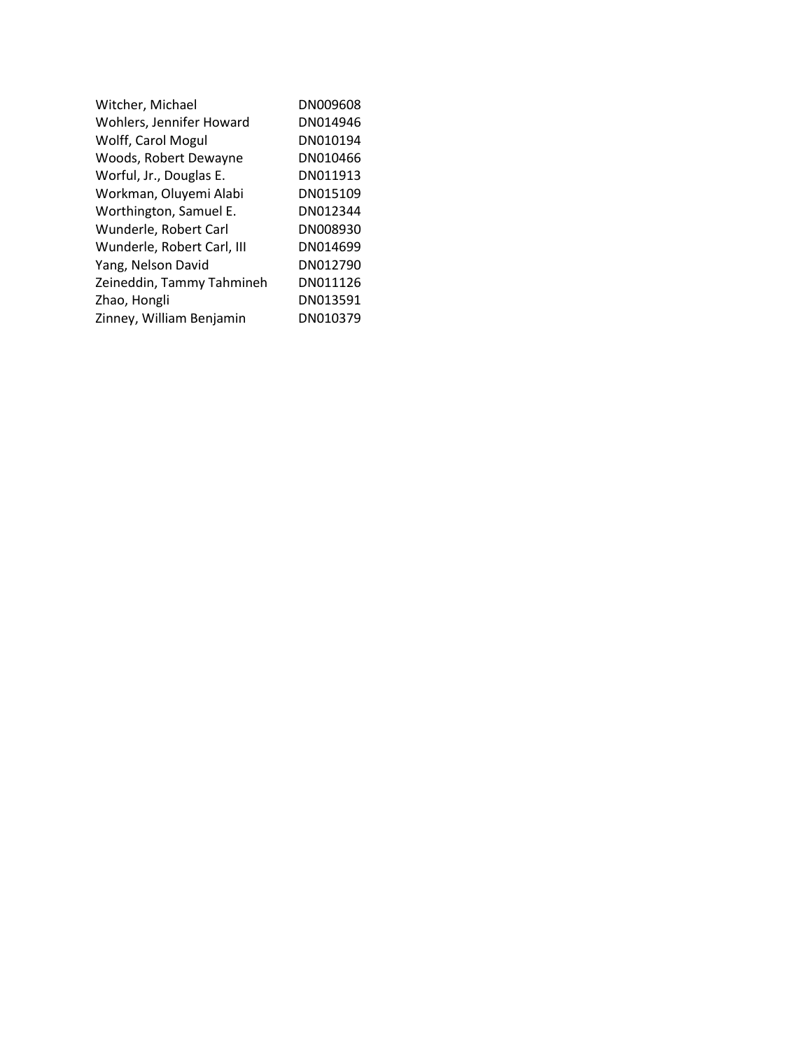| | |
|---|---|
| Witcher, Michael | DN009608 |
| Wohlers, Jennifer Howard | DN014946 |
| Wolff, Carol Mogul | DN010194 |
| Woods, Robert Dewayne | DN010466 |
| Worful, Jr., Douglas E. | DN011913 |
| Workman, Oluyemi Alabi | DN015109 |
| Worthington, Samuel E. | DN012344 |
| Wunderle, Robert Carl | DN008930 |
| Wunderle, Robert Carl, III | DN014699 |
| Yang, Nelson David | DN012790 |
| Zeineddin, Tammy Tahmineh | DN011126 |
| Zhao, Hongli | DN013591 |
| Zinney, William Benjamin | DN010379 |